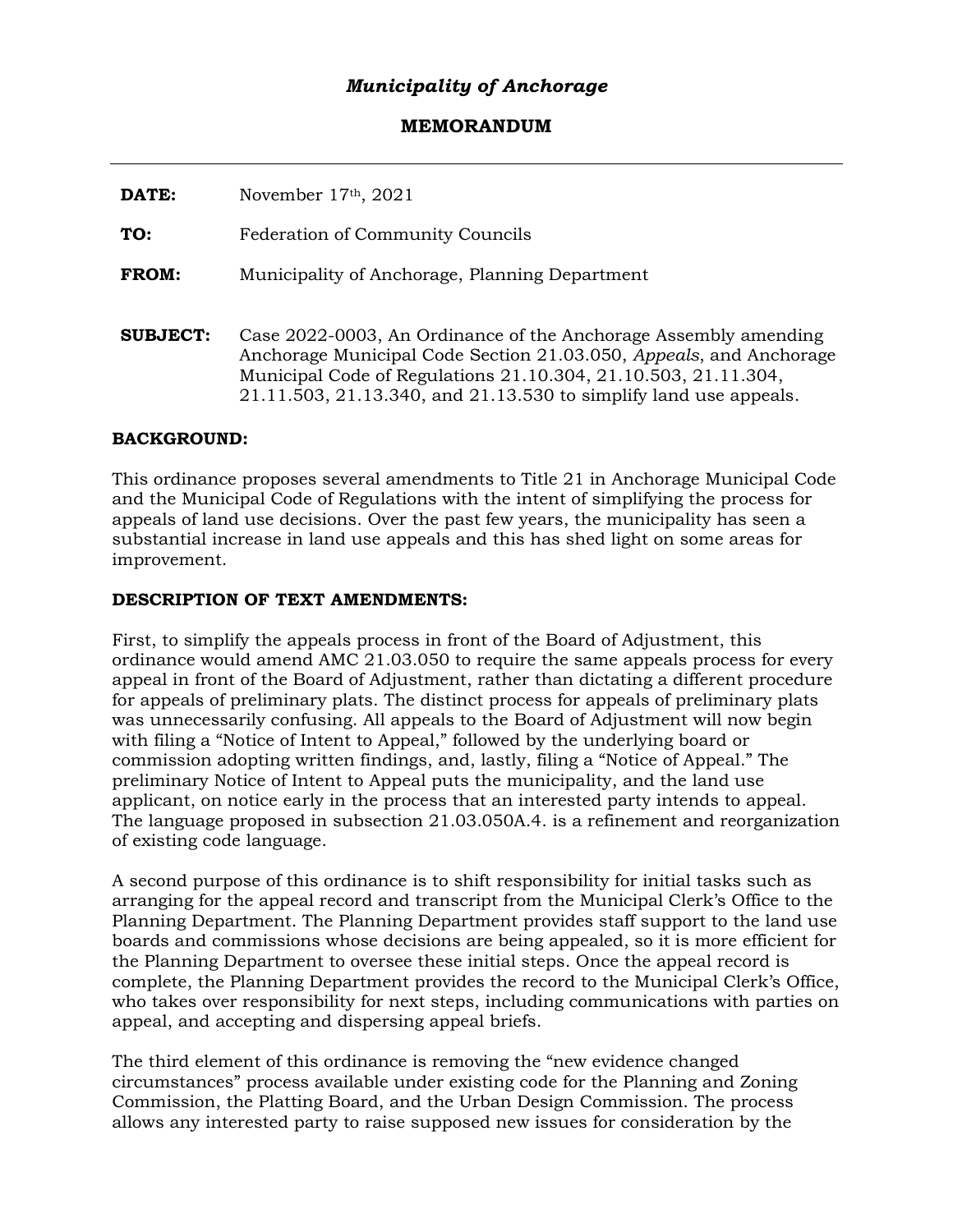*Municipality of Anchorage*

**MEMORANDUM**

---

**DATE:** November 17th, 2021

**TO:** Federation of Community Councils

**FROM:** Municipality of Anchorage, Planning Department

**SUBJECT:** Case 2022-0003, An Ordinance of the Anchorage Assembly amending Anchorage Municipal Code Section 21.03.050, *Appeals*, and Anchorage Municipal Code of Regulations 21.10.304, 21.10.503, 21.11.304, 21.11.503, 21.13.340, and 21.13.530 to simplify land use appeals.

**BACKGROUND:**

This ordinance proposes several amendments to Title 21 in Anchorage Municipal Code and the Municipal Code of Regulations with the intent of simplifying the process for appeals of land use decisions. Over the past few years, the municipality has seen a substantial increase in land use appeals and this has shed light on some areas for improvement.

**DESCRIPTION OF TEXT AMENDMENTS:**

First, to simplify the appeals process in front of the Board of Adjustment, this ordinance would amend AMC 21.03.050 to require the same appeals process for every appeal in front of the Board of Adjustment, rather than dictating a different procedure for appeals of preliminary plats. The distinct process for appeals of preliminary plats was unnecessarily confusing. All appeals to the Board of Adjustment will now begin with filing a "Notice of Intent to Appeal," followed by the underlying board or commission adopting written findings, and, lastly, filing a "Notice of Appeal." The preliminary Notice of Intent to Appeal puts the municipality, and the land use applicant, on notice early in the process that an interested party intends to appeal. The language proposed in subsection 21.03.050A.4. is a refinement and reorganization of existing code language.

A second purpose of this ordinance is to shift responsibility for initial tasks such as arranging for the appeal record and transcript from the Municipal Clerk's Office to the Planning Department. The Planning Department provides staff support to the land use boards and commissions whose decisions are being appealed, so it is more efficient for the Planning Department to oversee these initial steps. Once the appeal record is complete, the Planning Department provides the record to the Municipal Clerk's Office, who takes over responsibility for next steps, including communications with parties on appeal, and accepting and dispersing appeal briefs.

The third element of this ordinance is removing the "new evidence changed circumstances" process available under existing code for the Planning and Zoning Commission, the Platting Board, and the Urban Design Commission. The process allows any interested party to raise supposed new issues for consideration by the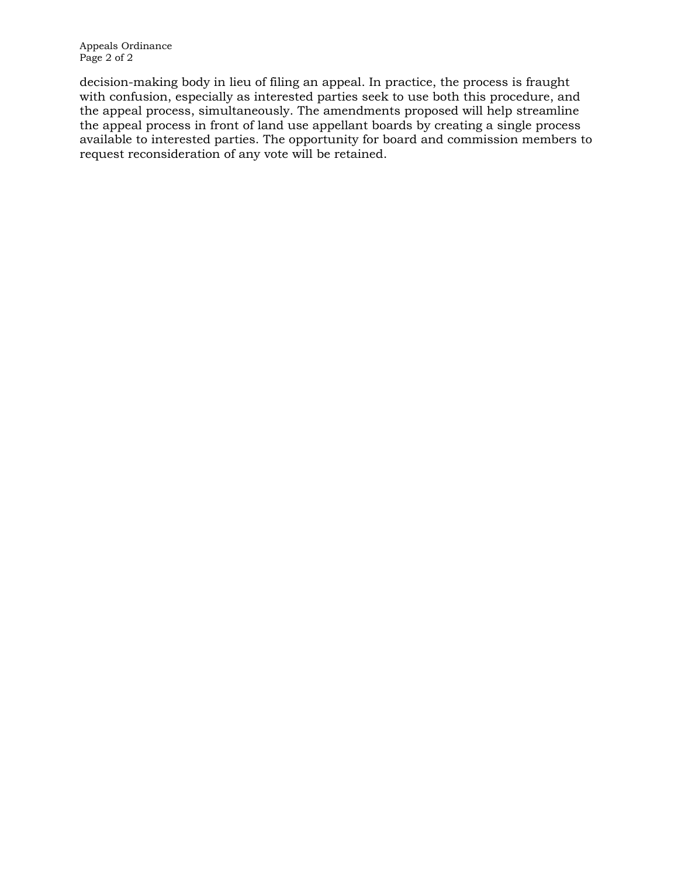decision-making body in lieu of filing an appeal. In practice, the process is fraught with confusion, especially as interested parties seek to use both this procedure, and the appeal process, simultaneously. The amendments proposed will help streamline the appeal process in front of land use appellant boards by creating a single process available to interested parties. The opportunity for board and commission members to request reconsideration of any vote will be retained.